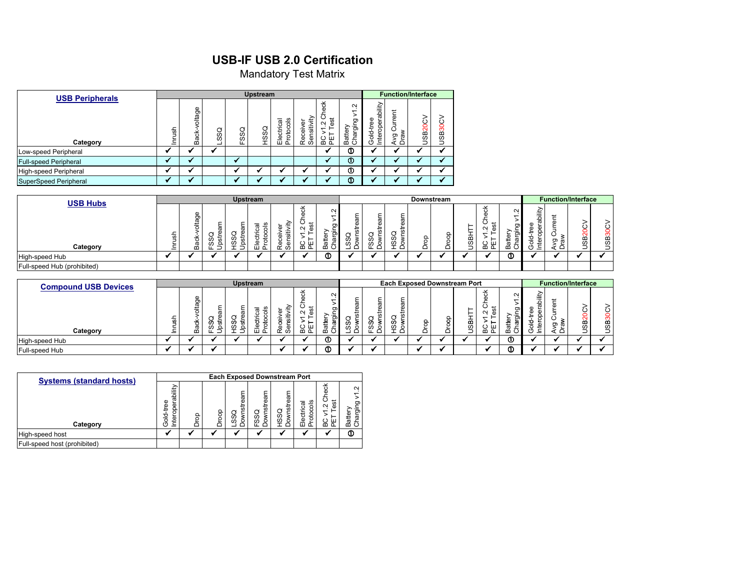# USB-IF USB 2.0 Certification

Mandatory Test Matrix

| USB Peripherals | Upstream | | | | | | | | | Function/Interface | | | |
|---|---|---|---|---|---|---|---|---|---|---|---|---|---|
| Category | Inrush | Back-voltage | LSSQ | FSSQ | HSSQ | Electrical Protocols | Receiver Sensitivity | BC v1.2 Check PET Test | Battery Charging v1.2 | Gold-tree Interoperability | Avg Current Draw | USB20CV | USB30CV |
| Low-speed Peripheral | ✔ | ✔ | ✔ | | | | | ✔ | ➀ | ✔ | ✔ | ✔ | ✔ |
| Full-speed Peripheral | ✔ | ✔ | | ✔ | | | | ✔ | ➀ | ✔ | ✔ | ✔ | ✔ |
| High-speed Peripheral | ✔ | ✔ | | ✔ | ✔ | ✔ | ✔ | ✔ | ➀ | ✔ | ✔ | ✔ | ✔ |
| SuperSpeed Peripheral | ✔ | ✔ | | ✔ | ✔ | ✔ | ✔ | ✔ | ➀ | ✔ | ✔ | ✔ | ✔ |

| USB Hubs | Upstream | | | | | | | | Downstream | | | | | | | | Function/Interface | | | |
|---|---|---|---|---|---|---|---|---|---|---|---|---|---|---|---|---|---|---|---|---|
| Category | Inrush | Back-voltage | FSSQ Upstream | HSSQ Upstream | Electrical Protocols | Receiver Sensitivity | BC v1.2 Check PET Test | Battery Charging v1.2 | LSSQ Downstream | FSSQ Downstream | HSSQ Downstream | Drop | Droop | USBHTT | BC v1.2 Check PET Test | Battery Charging v1.2 | Gold-tree Interoperability | Avg Current Draw | USB20CV | USB30CV |
| High-speed Hub | ✔ | ✔ | ✔ | ✔ | ✔ | ✔ | ✔ | ➀ | ✔ | ✔ | ✔ | ✔ | ✔ | ✔ | ✔ | ➀ | ✔ | ✔ | ✔ | ✔ |
| Full-speed Hub (prohibited) | | | | | | | | | | | | | | | | | | | | |

| Compound USB Devices | Upstream | | | | | | | | Each Exposed Downstream Port | | | | | | | | Function/Interface | | | |
|---|---|---|---|---|---|---|---|---|---|---|---|---|---|---|---|---|---|---|---|---|
| Category | Inrush | Back-voltage | FSSQ Upstream | HSSQ Upstream | Electrical Protocols | Receiver Sensitivity | BC v1.2 Check PET Test | Battery Charging v1.2 | LSSQ Downstream | FSSQ Downstream | HSSQ Downstream | Drop | Droop | USBHTT | BC v1.2 Check PET Test | Battery Charging v1.2 | Gold-tree Interoperability | Avg Current Draw | USB20CV | USB30CV |
| High-speed Hub | ✔ | ✔ | ✔ | ✔ | ✔ | ✔ | ✔ | ➀ | ✔ | ✔ | ✔ | ✔ | ✔ | ✔ | ✔ | ➀ | ✔ | ✔ | ✔ | ✔ |
| Full-speed Hub | ✔ | ✔ | ✔ | | | ✔ | ✔ | ➀ | ✔ | ✔ | | ✔ | ✔ | | ✔ | ➀ | ✔ | ✔ | ✔ | ✔ |

| Systems (standard hosts) | Each Exposed Downstream Port | | | | | | | | |
|---|---|---|---|---|---|---|---|---|---|
| Category | Gold-tree Interoperability | Drop | Droop | LSSQ Downstream | FSSQ Downstream | HSSQ Downstream | Electrical Protocols | BC v1.2 Check PET Test | Battery Charging v1.2 |
| High-speed host | ✔ | ✔ | ✔ | ✔ | ✔ | ✔ | ✔ | ✔ | ➀ |
| Full-speed host (prohibited) | | | | | | | | | |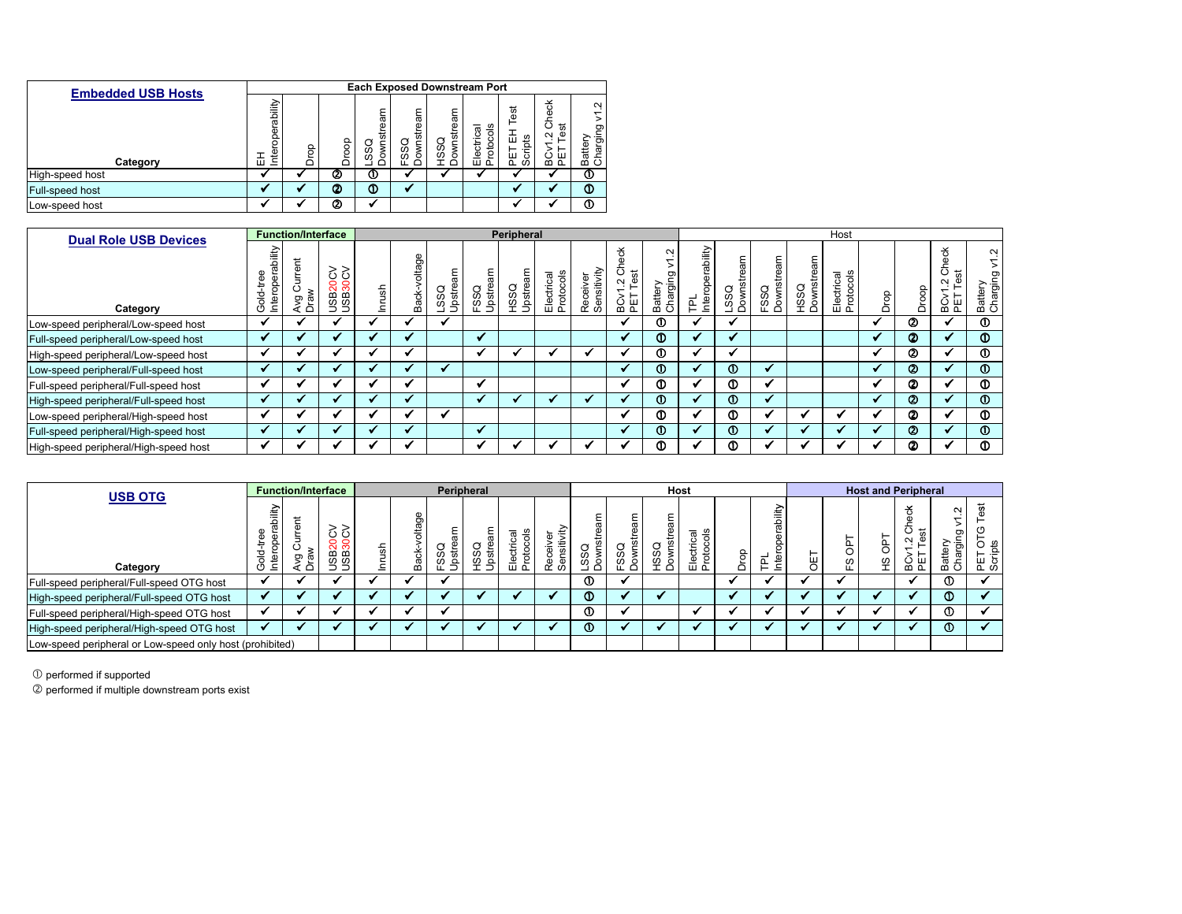## Embedded USB Hosts

| Category | Each Exposed Downstream Port | | | | | | | | | |
|---|---|---|---|---|---|---|---|---|---|---|
| | EH Interoperability | Drop | Droop | LSSQ Downstream | FSSQ Downstream | HSSQ Downstream | Electrical Protocols | PET EH Test Scripts | BCv1.2 Check PET Test | Battery Charging v1.2 |
| High-speed host | ✔ | ✔ | ② | ① | ✔ | ✔ | ✔ | ✔ | ✔ | ① |
| Full-speed host | ✔ | ✔ | ② | ① | ✔ | | | ✔ | ✔ | ① |
| Low-speed host | ✔ | ✔ | ② | ✔ | | | | ✔ | ✔ | ① |

## Dual Role USB Devices

| Category | Function/Interface | | | Peripheral | | | | | | | | | Host | | | | | | | | |
|---|---|---|---|---|---|---|---|---|---|---|---|---|---|---|---|---|---|---|---|---|---|
| | Gold-tree Interoperability | Avg Current Draw | USB20CV USB30CV | Inrush | Back-voltage | LSSQ Upstream | FSSQ Upstream | HSSQ Upstream | Electrical Protocols | Receiver Sensitivity | BCv1.2 Check PET Test | Battery Charging v1.2 | TPL Interoperability | LSSQ Downstream | FSSQ Downstream | HSSQ Downstream | Electrical Protocols | Drop | Droop | BCv1.2 Check PET Test | Battery Charging v1.2 |
| Low-speed peripheral/Low-speed host | ✔ | ✔ | ✔ | ✔ | ✔ | ✔ | | | | | ✔ | ① | ✔ | ✔ | | | | ✔ | ② | ✔ | ① |
| Full-speed peripheral/Low-speed host | ✔ | ✔ | ✔ | ✔ | ✔ | | ✔ | | | | ✔ | ① | ✔ | ✔ | | | | ✔ | ② | ✔ | ① |
| High-speed peripheral/Low-speed host | ✔ | ✔ | ✔ | ✔ | ✔ | | ✔ | ✔ | ✔ | ✔ | ✔ | ① | ✔ | ✔ | | | | ✔ | ② | ✔ | ① |
| Low-speed peripheral/Full-speed host | ✔ | ✔ | ✔ | ✔ | ✔ | ✔ | | | | | ✔ | ① | ✔ | ① | ✔ | | | ✔ | ② | ✔ | ① |
| Full-speed peripheral/Full-speed host | ✔ | ✔ | ✔ | ✔ | ✔ | | ✔ | | | | ✔ | ① | ✔ | ① | ✔ | | | ✔ | ② | ✔ | ① |
| High-speed peripheral/Full-speed host | ✔ | ✔ | ✔ | ✔ | ✔ | | ✔ | ✔ | ✔ | ✔ | ✔ | ① | ✔ | ① | ✔ | | | ✔ | ② | ✔ | ① |
| Low-speed peripheral/High-speed host | ✔ | ✔ | ✔ | ✔ | ✔ | ✔ | | | | | ✔ | ① | ✔ | ① | ✔ | ✔ | ✔ | ✔ | ② | ✔ | ① |
| Full-speed peripheral/High-speed host | ✔ | ✔ | ✔ | ✔ | ✔ | | ✔ | | | | ✔ | ① | ✔ | ① | ✔ | ✔ | ✔ | ✔ | ② | ✔ | ① |
| High-speed peripheral/High-speed host | ✔ | ✔ | ✔ | ✔ | ✔ | | ✔ | ✔ | ✔ | ✔ | ✔ | ① | ✔ | ① | ✔ | ✔ | ✔ | ✔ | ② | ✔ | ① |

## USB OTG

| Category | Function/Interface | | | Peripheral | | | | | | Host | | | | | | Host and Peripheral | | | | | |
|---|---|---|---|---|---|---|---|---|---|---|---|---|---|---|---|---|---|---|---|---|---|
| | Gold-tree Interoperability | Avg Current Draw | USB20CV USB30CV | Inrush | Back-voltage | FSSQ Upstream | HSSQ Upstream | Electrical Protocols | Receiver Sensitivity | LSSQ Downstream | FSSQ Downstream | HSSQ Downstream | Electrical Protocols | Drop | TPL Interoperability | OET | FS OPT | HS OPT | BCv1.2 Check PET Test | Battery Charging v1.2 | PET OTG Test Scripts |
| Full-speed peripheral/Full-speed OTG host | ✔ | ✔ | ✔ | ✔ | ✔ | ✔ | | | | ① | ✔ | | | ✔ | ✔ | ✔ | ✔ | | ✔ | ① | ✔ |
| High-speed peripheral/Full-speed OTG host | ✔ | ✔ | ✔ | ✔ | ✔ | ✔ | ✔ | ✔ | ✔ | ① | ✔ | ✔ | | ✔ | ✔ | ✔ | ✔ | ✔ | ✔ | ① | ✔ |
| Full-speed peripheral/High-speed OTG host | ✔ | ✔ | ✔ | ✔ | ✔ | ✔ | | | | ① | ✔ | | ✔ | ✔ | ✔ | ✔ | ✔ | ✔ | ✔ | ① | ✔ |
| High-speed peripheral/High-speed OTG host | ✔ | ✔ | ✔ | ✔ | ✔ | ✔ | ✔ | ✔ | ✔ | ① | ✔ | ✔ | ✔ | ✔ | ✔ | ✔ | ✔ | ✔ | ✔ | ① | ✔ |
| Low-speed peripheral or Low-speed only host (prohibited) | | | | | | | | | | | | | | | | | | | | | |

① performed if supported

② performed if multiple downstream ports exist